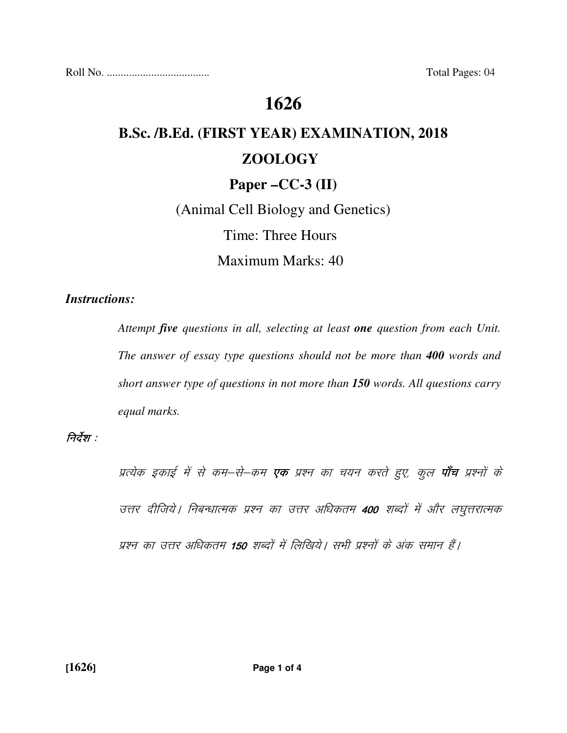Roll No. ..................................... Total Pages: 04

# 1626

## B.Sc. /B.Ed. (FIRST YEAR) EXAMINATION, 2018

## ZOOLOGY

### Paper –CC-3 (II)

(Animal Cell Biology and Genetics)

Time: Three Hours

Maximum Marks: 40

***Instructions:***

*Attempt **five** questions in all, selecting at least **one** question from each Unit. The answer of essay type questions should not be more than **400** words and short answer type of questions in not more than **150** words. All questions carry equal marks.*

*निर्देश :*

*प्रत्येक इकाई में से कम–से–कम **एक** प्रश्न का चयन करते हुए, कुल **पाँच** प्रश्नों के उत्तर दीजिये। निबन्धात्मक प्रश्न का उत्तर अधिकतम **400** शब्दों में और लघुत्तरात्मक प्रश्न का उत्तर अधिकतम **150** शब्दों में लिखिये। सभी प्रश्नों के अंक समान हैं।*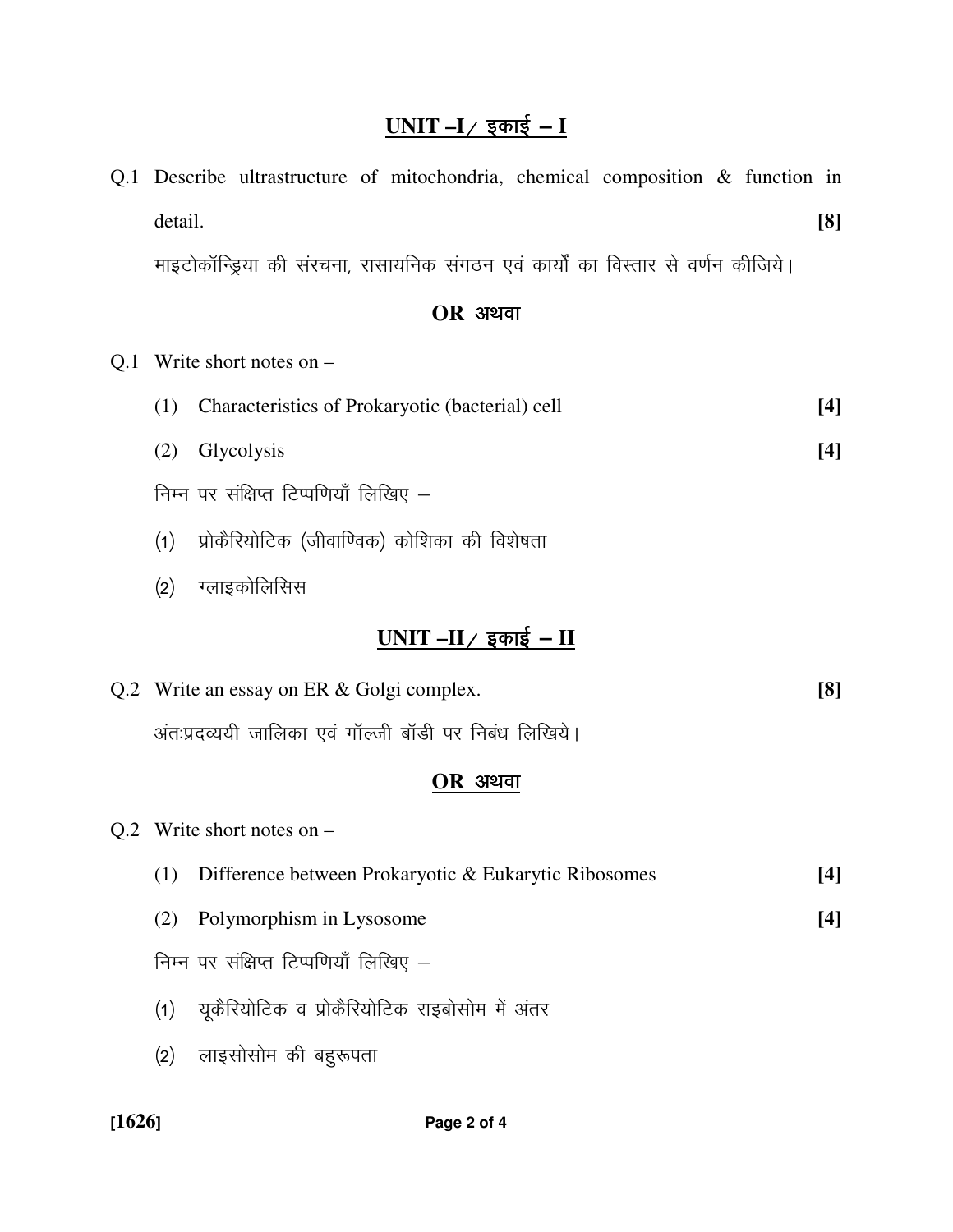## UNIT –I / इकाई – I

Q.1 Describe ultrastructure of mitochondria, chemical composition & function in detail. **[8]**

माइटोकॉन्ड्रिया की संरचना, रासायनिक संगठन एवं कार्यों का विस्तार से वर्णन कीजिये।

**OR अथवा**

Q.1 Write short notes on –

(1) Characteristics of Prokaryotic (bacterial) cell **[4]**

(2) Glycolysis **[4]**

निम्न पर संक्षिप्त टिप्पणियाँ लिखिए –

(1) प्रोकैरियोटिक (जीवाण्विक) कोशिका की विशेषता

(2) ग्लाइकोलिसिस

## UNIT –II / इकाई – II

Q.2 Write an essay on ER & Golgi complex. **[8]**

अंतःप्रदव्ययी जालिका एवं गॉल्जी बॉडी पर निबंध लिखिये।

**OR अथवा**

Q.2 Write short notes on –

(1) Difference between Prokaryotic & Eukarytic Ribosomes **[4]**

(2) Polymorphism in Lysosome **[4]**

निम्न पर संक्षिप्त टिप्पणियाँ लिखिए –

(1) यूकैरियोटिक व प्रोकैरियोटिक राइबोसोम में अंतर

(2) लाइसोसोम की बहुरूपता

[1626]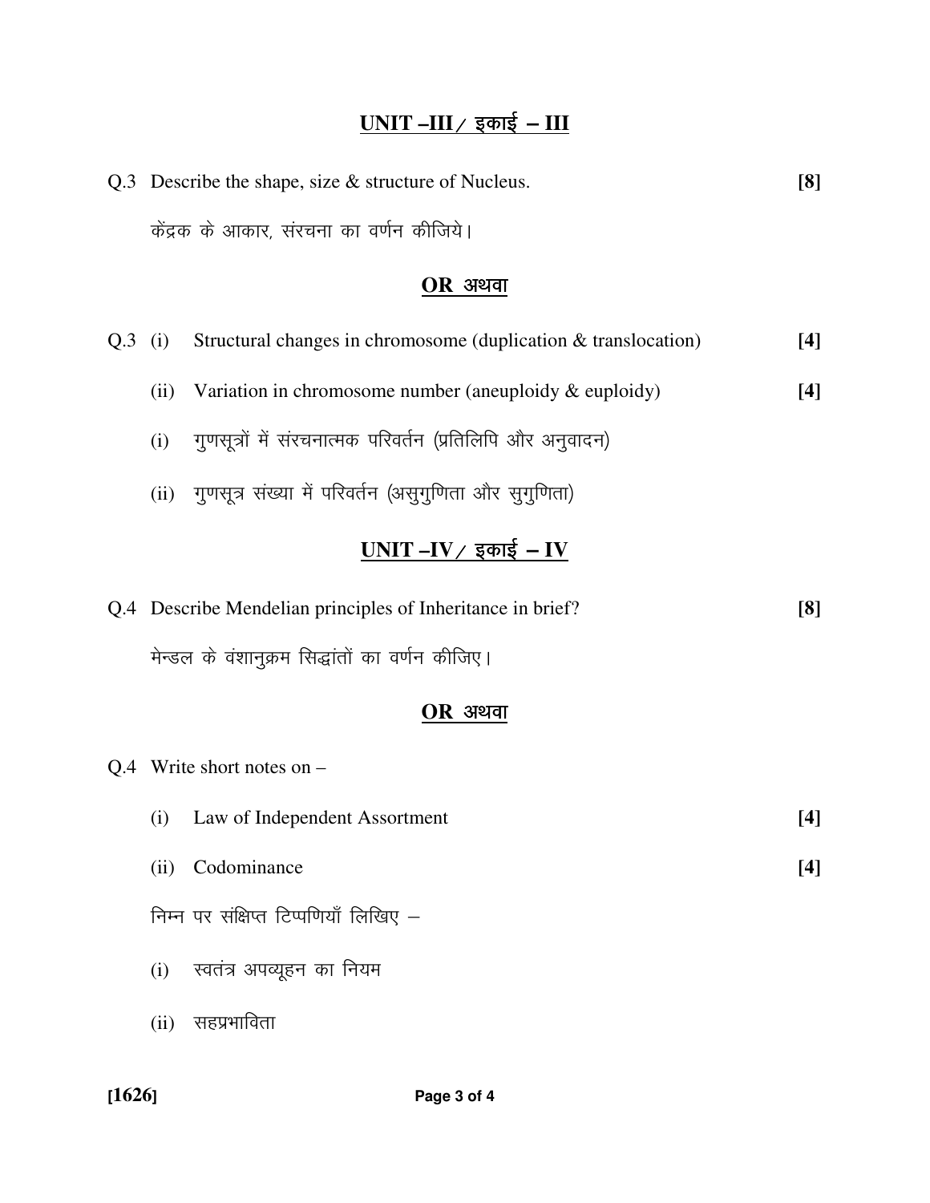## UNIT –III / इकाई – III

Q.3 Describe the shape, size & structure of Nucleus. **[8]**

केंद्रक के आकार, संरचना का वर्णन कीजिये।

**OR अथवा**

Q.3 (i) Structural changes in chromosome (duplication & translocation) **[4]**

(ii) Variation in chromosome number (aneuploidy & euploidy) **[4]**

(i) गुणसूत्रों में संरचनात्मक परिवर्तन (प्रतिलिपि और अनुवादन)

(ii) गुणसूत्र संख्या में परिवर्तन (असुगुणिता और सुगुणिता)

## UNIT –IV / इकाई – IV

Q.4 Describe Mendelian principles of Inheritance in brief? **[8]**

मेन्डल के वंशानुक्रम सिद्धांतों का वर्णन कीजिए।

**OR अथवा**

Q.4 Write short notes on –

(i) Law of Independent Assortment **[4]**

(ii) Codominance **[4]**

निम्न पर संक्षिप्त टिप्पणियाँ लिखिए –

(i) स्वतंत्र अपव्यूहन का नियम

(ii) सहप्रभाविता

[1626]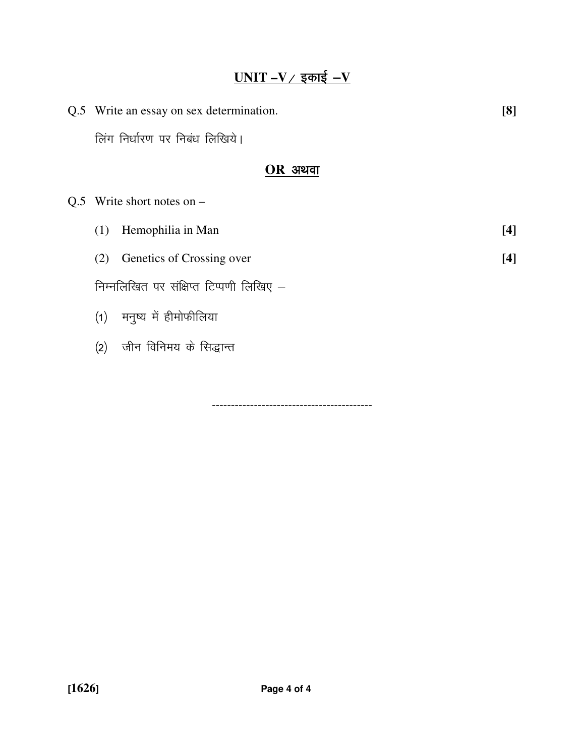## UNIT –V / इकाई –V

Q.5 Write an essay on sex determination. **[8]**

लिंग निर्धारण पर निबंध लिखिये।

## OR अथवा

Q.5 Write short notes on –

(1) Hemophilia in Man **[4]**

(2) Genetics of Crossing over **[4]**

निम्नलिखित पर संक्षिप्त टिप्पणी लिखिए –

(1) मनुष्य में हीमोफीलिया

(2) जीन विनिमय के सिद्धान्त

------------------------------------------

[1626]